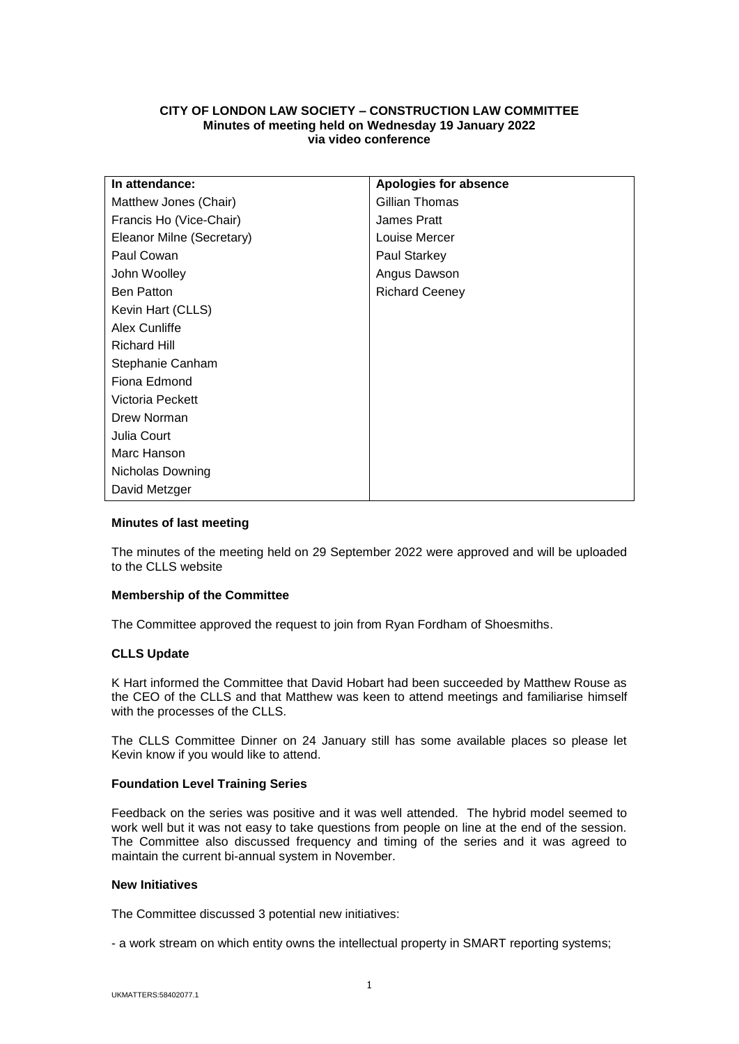**CITY OF LONDON LAW SOCIETY – CONSTRUCTION LAW COMMITTEE**
**Minutes of meeting held on Wednesday 19 January 2022**
**via video conference**

| In attendance: | Apologies for absence |
|---|---|
| Matthew Jones (Chair) | Gillian Thomas |
| Francis Ho (Vice-Chair) | James Pratt |
| Eleanor Milne (Secretary) | Louise Mercer |
| Paul Cowan | Paul Starkey |
| John Woolley | Angus Dawson |
| Ben Patton | Richard Ceeney |
| Kevin Hart (CLLS) | |
| Alex Cunliffe | |
| Richard Hill | |
| Stephanie Canham | |
| Fiona Edmond | |
| Victoria Peckett | |
| Drew Norman | |
| Julia Court | |
| Marc Hanson | |
| Nicholas Downing | |
| David Metzger | |

**Minutes of last meeting**

The minutes of the meeting held on 29 September 2022 were approved and will be uploaded to the CLLS website

**Membership of the Committee**

The Committee approved the request to join from Ryan Fordham of Shoesmiths.

**CLLS Update**

K Hart informed the Committee that David Hobart had been succeeded by Matthew Rouse as the CEO of the CLLS and that Matthew was keen to attend meetings and familiarise himself with the processes of the CLLS.

The CLLS Committee Dinner on 24 January still has some available places so please let Kevin know if you would like to attend.

**Foundation Level Training Series**

Feedback on the series was positive and it was well attended. The hybrid model seemed to work well but it was not easy to take questions from people on line at the end of the session. The Committee also discussed frequency and timing of the series and it was agreed to maintain the current bi-annual system in November.

**New Initiatives**

The Committee discussed 3 potential new initiatives:

- a work stream on which entity owns the intellectual property in SMART reporting systems;

UKMATTERS:58402077.1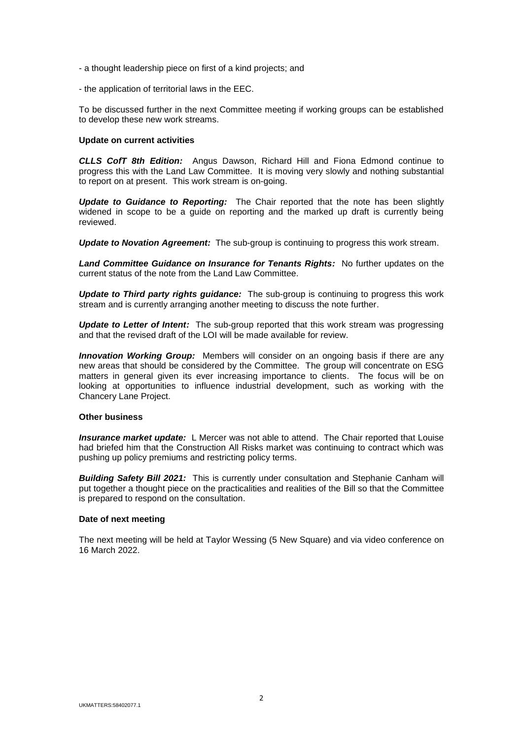- a thought leadership piece on first of a kind projects; and

- the application of territorial laws in the EEC.

To be discussed further in the next Committee meeting if working groups can be established to develop these new work streams.

**Update on current activities**

***CLLS CofT 8th Edition:*** Angus Dawson, Richard Hill and Fiona Edmond continue to progress this with the Land Law Committee. It is moving very slowly and nothing substantial to report on at present. This work stream is on-going.

***Update to Guidance to Reporting:*** The Chair reported that the note has been slightly widened in scope to be a guide on reporting and the marked up draft is currently being reviewed.

***Update to Novation Agreement:*** The sub-group is continuing to progress this work stream.

***Land Committee Guidance on Insurance for Tenants Rights:*** No further updates on the current status of the note from the Land Law Committee.

***Update to Third party rights guidance:*** The sub-group is continuing to progress this work stream and is currently arranging another meeting to discuss the note further.

***Update to Letter of Intent:*** The sub-group reported that this work stream was progressing and that the revised draft of the LOI will be made available for review.

***Innovation Working Group:*** Members will consider on an ongoing basis if there are any new areas that should be considered by the Committee. The group will concentrate on ESG matters in general given its ever increasing importance to clients. The focus will be on looking at opportunities to influence industrial development, such as working with the Chancery Lane Project.

**Other business**

***Insurance market update:*** L Mercer was not able to attend. The Chair reported that Louise had briefed him that the Construction All Risks market was continuing to contract which was pushing up policy premiums and restricting policy terms.

***Building Safety Bill 2021:*** This is currently under consultation and Stephanie Canham will put together a thought piece on the practicalities and realities of the Bill so that the Committee is prepared to respond on the consultation.

**Date of next meeting**

The next meeting will be held at Taylor Wessing (5 New Square) and via video conference on 16 March 2022.

UKMATTERS:58402077.1